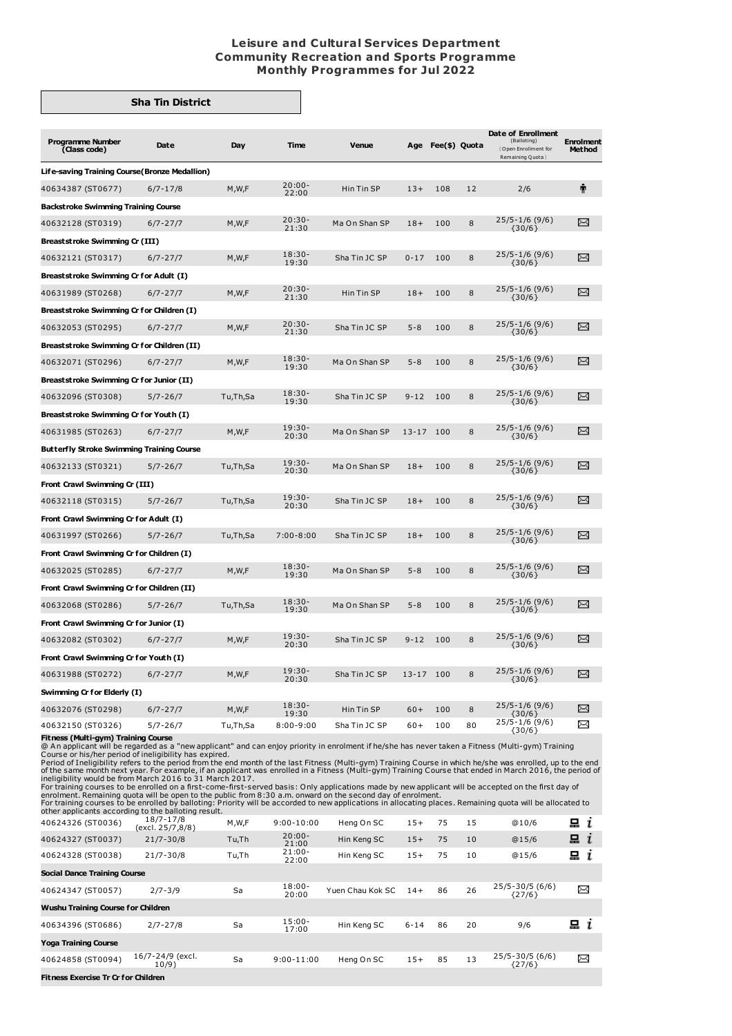# Leisure and Cultural Services Department
## Community Recreation and Sports Programme
## Monthly Programmes for Jul 2022

### Sha Tin District

| Programme Number (Class code) | Date | Day | Time | Venue | Age | Fee($) | Quota | Date of Enrollment (Balloting) {Open Enrollment for Remaining Quota} | Enrolment Method |
|---|---|---|---|---|---|---|---|---|---|
| **Life-saving Training Course(Bronze Medallion)** | | | | | | | | | |
| 40634387 (ST0677) | 6/7-17/8 | M,W,F | 20:00-22:00 | Hin Tin SP | 13+ | 108 | 12 | 2/6 | 🚶 |
| **Backstroke Swimming Training Course** | | | | | | | | | |
| 40632128 (ST0319) | 6/7-27/7 | M,W,F | 20:30-21:30 | Ma On Shan SP | 18+ | 100 | 8 | 25/5-1/6 (9/6) {30/6} | ✉ |
| **Breaststroke Swimming Cr (III)** | | | | | | | | | |
| 40632121 (ST0317) | 6/7-27/7 | M,W,F | 18:30-19:30 | Sha Tin JC SP | 0-17 | 100 | 8 | 25/5-1/6 (9/6) {30/6} | ✉ |
| **Breaststroke Swimming Cr for Adult (I)** | | | | | | | | | |
| 40631989 (ST0268) | 6/7-27/7 | M,W,F | 20:30-21:30 | Hin Tin SP | 18+ | 100 | 8 | 25/5-1/6 (9/6) {30/6} | ✉ |
| **Breaststroke Swimming Cr for Children (I)** | | | | | | | | | |
| 40632053 (ST0295) | 6/7-27/7 | M,W,F | 20:30-21:30 | Sha Tin JC SP | 5-8 | 100 | 8 | 25/5-1/6 (9/6) {30/6} | ✉ |
| **Breaststroke Swimming Cr for Children (II)** | | | | | | | | | |
| 40632071 (ST0296) | 6/7-27/7 | M,W,F | 18:30-19:30 | Ma On Shan SP | 5-8 | 100 | 8 | 25/5-1/6 (9/6) {30/6} | ✉ |
| **Breaststroke Swimming Cr for Junior (II)** | | | | | | | | | |
| 40632096 (ST0308) | 5/7-26/7 | Tu,Th,Sa | 18:30-19:30 | Sha Tin JC SP | 9-12 | 100 | 8 | 25/5-1/6 (9/6) {30/6} | ✉ |
| **Breaststroke Swimming Cr for Youth (I)** | | | | | | | | | |
| 40631985 (ST0263) | 6/7-27/7 | M,W,F | 19:30-20:30 | Ma On Shan SP | 13-17 | 100 | 8 | 25/5-1/6 (9/6) {30/6} | ✉ |
| **Butterfly Stroke Swimming Training Course** | | | | | | | | | |
| 40632133 (ST0321) | 5/7-26/7 | Tu,Th,Sa | 19:30-20:30 | Ma On Shan SP | 18+ | 100 | 8 | 25/5-1/6 (9/6) {30/6} | ✉ |
| **Front Crawl Swimming Cr (III)** | | | | | | | | | |
| 40632118 (ST0315) | 5/7-26/7 | Tu,Th,Sa | 19:30-20:30 | Sha Tin JC SP | 18+ | 100 | 8 | 25/5-1/6 (9/6) {30/6} | ✉ |
| **Front Crawl Swimming Cr for Adult (I)** | | | | | | | | | |
| 40631997 (ST0266) | 5/7-26/7 | Tu,Th,Sa | 7:00-8:00 | Sha Tin JC SP | 18+ | 100 | 8 | 25/5-1/6 (9/6) {30/6} | ✉ |
| **Front Crawl Swimming Cr for Children (I)** | | | | | | | | | |
| 40632025 (ST0285) | 6/7-27/7 | M,W,F | 18:30-19:30 | Ma On Shan SP | 5-8 | 100 | 8 | 25/5-1/6 (9/6) {30/6} | ✉ |
| **Front Crawl Swimming Cr for Children (II)** | | | | | | | | | |
| 40632068 (ST0286) | 5/7-26/7 | Tu,Th,Sa | 18:30-19:30 | Ma On Shan SP | 5-8 | 100 | 8 | 25/5-1/6 (9/6) {30/6} | ✉ |
| **Front Crawl Swimming Cr for Junior (I)** | | | | | | | | | |
| 40632082 (ST0302) | 6/7-27/7 | M,W,F | 19:30-20:30 | Sha Tin JC SP | 9-12 | 100 | 8 | 25/5-1/6 (9/6) {30/6} | ✉ |
| **Front Crawl Swimming Cr for Youth (I)** | | | | | | | | | |
| 40631988 (ST0272) | 6/7-27/7 | M,W,F | 19:30-20:30 | Sha Tin JC SP | 13-17 | 100 | 8 | 25/5-1/6 (9/6) {30/6} | ✉ |
| **Swimming Cr for Elderly (I)** | | | | | | | | | |
| 40632076 (ST0298) | 6/7-27/7 | M,W,F | 18:30-19:30 | Hin Tin SP | 60+ | 100 | 8 | 25/5-1/6 (9/6) {30/6} | ✉ |
| 40632150 (ST0326) | 5/7-26/7 | Tu,Th,Sa | 8:00-9:00 | Sha Tin JC SP | 60+ | 100 | 80 | 25/5-1/6 (9/6) {30/6} | ✉ |
| **Fitness (Multi-gym) Training Course** | | | | | | | | | |
| 40624326 (ST0036) | 18/7-17/8 (excl. 25/7,8/8) | M,W,F | 9:00-10:00 | Heng On SC | 15+ | 75 | 15 | @10/6 | 💻 i |
| 40624327 (ST0037) | 21/7-30/8 | Tu,Th | 20:00-21:00 | Hin Keng SC | 15+ | 75 | 10 | @15/6 | 💻 i |
| 40624328 (ST0038) | 21/7-30/8 | Tu,Th | 21:00-22:00 | Hin Keng SC | 15+ | 75 | 10 | @15/6 | 💻 i |
| **Social Dance Training Course** | | | | | | | | | |
| 40624347 (ST0057) | 2/7-3/9 | Sa | 18:00-20:00 | Yuen Chau Kok SC | 14+ | 86 | 26 | 25/5-30/5 (6/6) {27/6} | ✉ |
| **Wushu Training Course for Children** | | | | | | | | | |
| 40634396 (ST0686) | 2/7-27/8 | Sa | 15:00-17:00 | Hin Keng SC | 6-14 | 86 | 20 | 9/6 | 💻 i |
| **Yoga Training Course** | | | | | | | | | |
| 40624858 (ST0094) | 16/7-24/9 (excl. 10/9) | Sa | 9:00-11:00 | Heng On SC | 15+ | 85 | 13 | 25/5-30/5 (6/6) {27/6} | ✉ |
| **Fitness Exercise Tr Cr for Children** | | | | | | | | | |

Notes for Fitness (Multi-gym) Training Course:

@ An applicant will be regarded as a "new applicant" and can enjoy priority in enrolment if he/she has never taken a Fitness (Multi-gym) Training Course or his/her period of ineligibility has expired.
Period of Ineligibility refers to the period from the end month of the last Fitness (Multi-gym) Training Course in which he/she was enrolled, up to the end of the same month next year. For example, if an applicant was enrolled in a Fitness (Multi-gym) Training Course that ended in March 2016, the period of ineligibility would be from March 2016 to 31 March 2017.
For training courses to be enrolled on a first-come-first-served basis: Only applications made by new applicant will be accepted on the first day of enrolment. Remaining quota will be open to the public from 8:30 a.m. onward on the second day of enrolment.
For training courses to be enrolled by balloting: Priority will be accorded to new applications in allocating places. Remaining quota will be allocated to other applicants according to the balloting result.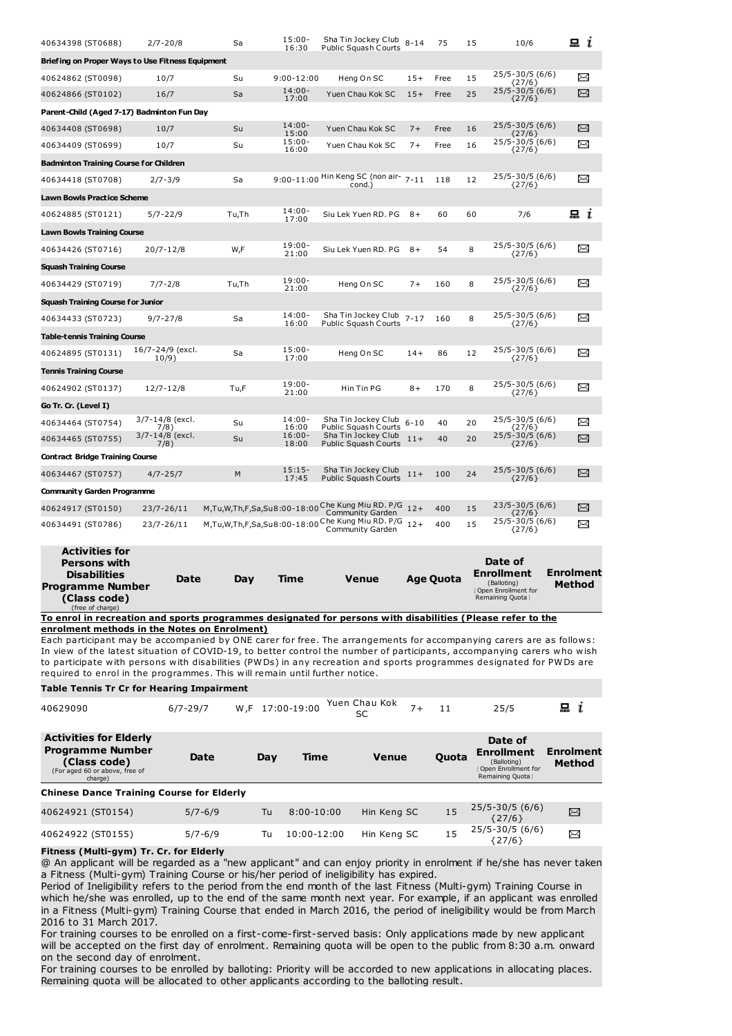| | | | | | | | | | |
|---|---|---|---|---|---|---|---|---|---|
| 40634398 (ST0688) | 2/7-20/8 | Sa | 15:00-16:30 | Sha Tin Jockey Club Public Squash Courts | 8-14 | 75 | 15 | 10/6 | 🖳 i |
| **Briefing on Proper Ways to Use Fitness Equipment** | | | | | | | | | |
| 40624862 (ST0098) | 10/7 | Su | 9:00-12:00 | Heng On SC | 15+ | Free | 15 | 25/5-30/5 (6/6) {27/6} | ✉ |
| 40624866 (ST0102) | 16/7 | Sa | 14:00-17:00 | Yuen Chau Kok SC | 15+ | Free | 25 | 25/5-30/5 (6/6) {27/6} | ✉ |
| **Parent-Child (Aged 7-17) Badminton Fun Day** | | | | | | | | | |
| 40634408 (ST0698) | 10/7 | Su | 14:00-15:00 | Yuen Chau Kok SC | 7+ | Free | 16 | 25/5-30/5 (6/6) {27/6} | ✉ |
| 40634409 (ST0699) | 10/7 | Su | 15:00-16:00 | Yuen Chau Kok SC | 7+ | Free | 16 | 25/5-30/5 (6/6) {27/6} | ✉ |
| **Badminton Training Course for Children** | | | | | | | | | |
| 40634418 (ST0708) | 2/7-3/9 | Sa | 9:00-11:00 | Hin Keng SC (non air-cond.) | 7-11 | 118 | 12 | 25/5-30/5 (6/6) {27/6} | ✉ |
| **Lawn Bowls Practice Scheme** | | | | | | | | | |
| 40624885 (ST0121) | 5/7-22/9 | Tu,Th | 14:00-17:00 | Siu Lek Yuen RD. PG | 8+ | 60 | 60 | 7/6 | 🖳 i |
| **Lawn Bowls Training Course** | | | | | | | | | |
| 40634426 (ST0716) | 20/7-12/8 | W,F | 19:00-21:00 | Siu Lek Yuen RD. PG | 8+ | 54 | 8 | 25/5-30/5 (6/6) {27/6} | ✉ |
| **Squash Training Course** | | | | | | | | | |
| 40634429 (ST0719) | 7/7-2/8 | Tu,Th | 19:00-21:00 | Heng On SC | 7+ | 160 | 8 | 25/5-30/5 (6/6) {27/6} | ✉ |
| **Squash Training Course for Junior** | | | | | | | | | |
| 40634433 (ST0723) | 9/7-27/8 | Sa | 14:00-16:00 | Sha Tin Jockey Club Public Squash Courts | 7-17 | 160 | 8 | 25/5-30/5 (6/6) {27/6} | ✉ |
| **Table-tennis Training Course** | | | | | | | | | |
| 40624895 (ST0131) | 16/7-24/9 (excl. 10/9) | Sa | 15:00-17:00 | Heng On SC | 14+ | 86 | 12 | 25/5-30/5 (6/6) {27/6} | ✉ |
| **Tennis Training Course** | | | | | | | | | |
| 40624902 (ST0137) | 12/7-12/8 | Tu,F | 19:00-21:00 | Hin Tin PG | 8+ | 170 | 8 | 25/5-30/5 (6/6) {27/6} | ✉ |
| **Go Tr. Cr. (Level I)** | | | | | | | | | |
| 40634464 (ST0754) | 3/7-14/8 (excl. 7/8) | Su | 14:00-16:00 | Sha Tin Jockey Club Public Squash Courts | 6-10 | 40 | 20 | 25/5-30/5 (6/6) {27/6} | ✉ |
| 40634465 (ST0755) | 3/7-14/8 (excl. 7/8) | Su | 16:00-18:00 | Sha Tin Jockey Club Public Squash Courts | 11+ | 40 | 20 | 25/5-30/5 (6/6) {27/6} | ✉ |
| **Contract Bridge Training Course** | | | | | | | | | |
| 40634467 (ST0757) | 4/7-25/7 | M | 15:15-17:45 | Sha Tin Jockey Club Public Squash Courts | 11+ | 100 | 24 | 25/5-30/5 (6/6) {27/6} | ✉ |
| **Community Garden Programme** | | | | | | | | | |
| 40624917 (ST0150) | 23/7-26/11 | M,Tu,W,Th,F,Sa,Su | 8:00-18:00 | Che Kung Miu RD. P/G Community Garden | 12+ | 400 | 15 | 23/5-30/5 (6/6) {27/6} | ✉ |
| 40634491 (ST0786) | 23/7-26/11 | M,Tu,W,Th,F,Sa,Su | 8:00-18:00 | Che Kung Miu RD. P/G Community Garden | 12+ | 400 | 15 | 25/5-30/5 (6/6) {27/6} | ✉ |

| Activities for Persons with Disabilities Programme Number (Class code) (free of charge) | Date | Day | Time | Venue | Age | Quota | Date of Enrollment (Balloting) (Open Enrollment for Remaining Quota) | Enrolment Method |
|---|---|---|---|---|---|---|---|---|

**To enrol in recreation and sports programmes designated for persons with disabilities (Please refer to the enrolment methods in the Notes on Enrolment)**

Each participant may be accompanied by ONE carer for free. The arrangements for accompanying carers are as follows: In view of the latest situation of COVID-19, to better control the number of participants, accompanying carers who wish to participate with persons with disabilities (PWDs) in any recreation and sports programmes designated for PWDs are required to enrol in the programmes. This will remain until further notice.

| | | | | | | | | |
|---|---|---|---|---|---|---|---|---|
| **Table Tennis Tr Cr for Hearing Impairment** | | | | | | | | |
| 40629090 | 6/7-29/7 | W,F | 17:00-19:00 | Yuen Chau Kok SC | 7+ | 11 | 25/5 | 🖳 i |

| Activities for Elderly Programme Number (Class code) (For aged 60 or above, free of charge) | Date | Day | Time | Venue | Quota | Date of Enrollment (Balloting) (Open Enrollment for Remaining Quota) | Enrolment Method |
|---|---|---|---|---|---|---|---|
| **Chinese Dance Training Course for Elderly** | | | | | | | |
| 40624921 (ST0154) | 5/7-6/9 | Tu | 8:00-10:00 | Hin Keng SC | 15 | 25/5-30/5 (6/6) {27/6} | ✉ |
| 40624922 (ST0155) | 5/7-6/9 | Tu | 10:00-12:00 | Hin Keng SC | 15 | 25/5-30/5 (6/6) {27/6} | ✉ |

**Fitness (Multi-gym) Tr. Cr. for Elderly**

@ An applicant will be regarded as a "new applicant" and can enjoy priority in enrolment if he/she has never taken a Fitness (Multi-gym) Training Course or his/her period of ineligibility has expired.

Period of Ineligibility refers to the period from the end month of the last Fitness (Multi-gym) Training Course in which he/she was enrolled, up to the end of the same month next year. For example, if an applicant was enrolled in a Fitness (Multi-gym) Training Course that ended in March 2016, the period of ineligibility would be from March 2016 to 31 March 2017.

For training courses to be enrolled on a first-come-first-served basis: Only applications made by new applicant will be accepted on the first day of enrolment. Remaining quota will be open to the public from 8:30 a.m. onward on the second day of enrolment.

For training courses to be enrolled by balloting: Priority will be accorded to new applications in allocating places. Remaining quota will be allocated to other applicants according to the balloting result.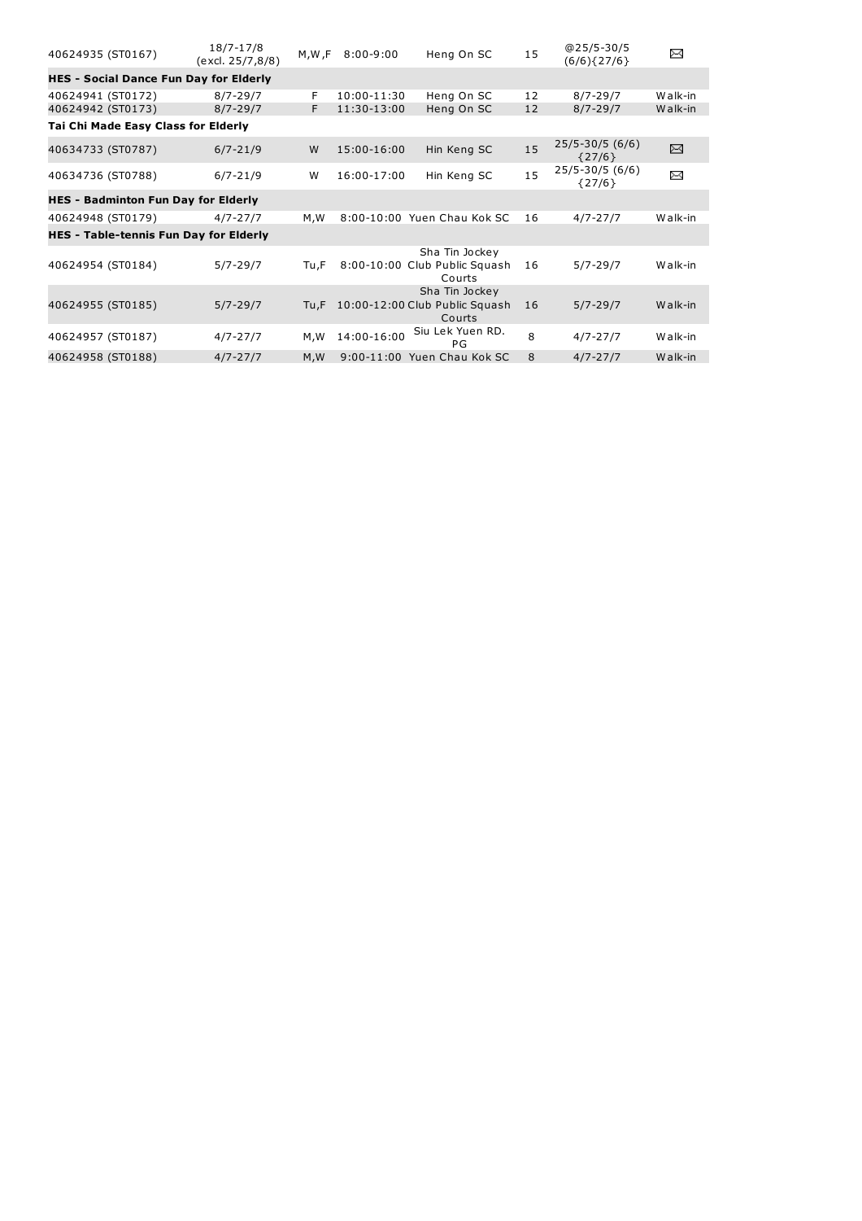| | | | | | | | |
|---|---|---|---|---|---|---|---|
| 40624935 (ST0167) | 18/7-17/8 (excl. 25/7,8/8) | M,W,F | 8:00-9:00 | Heng On SC | 15 | @25/5-30/5 (6/6){27/6} | ✉ |
| **HES - Social Dance Fun Day for Elderly** | | | | | | | |
| 40624941 (ST0172) | 8/7-29/7 | F | 10:00-11:30 | Heng On SC | 12 | 8/7-29/7 | Walk-in |
| 40624942 (ST0173) | 8/7-29/7 | F | 11:30-13:00 | Heng On SC | 12 | 8/7-29/7 | Walk-in |
| **Tai Chi Made Easy Class for Elderly** | | | | | | | |
| 40634733 (ST0787) | 6/7-21/9 | W | 15:00-16:00 | Hin Keng SC | 15 | 25/5-30/5 (6/6) {27/6} | ✉ |
| 40634736 (ST0788) | 6/7-21/9 | W | 16:00-17:00 | Hin Keng SC | 15 | 25/5-30/5 (6/6) {27/6} | ✉ |
| **HES - Badminton Fun Day for Elderly** | | | | | | | |
| 40624948 (ST0179) | 4/7-27/7 | M,W | 8:00-10:00 | Yuen Chau Kok SC | 16 | 4/7-27/7 | Walk-in |
| **HES - Table-tennis Fun Day for Elderly** | | | | | | | |
| 40624954 (ST0184) | 5/7-29/7 | Tu,F | 8:00-10:00 | Sha Tin Jockey Club Public Squash Courts | 16 | 5/7-29/7 | Walk-in |
| 40624955 (ST0185) | 5/7-29/7 | Tu,F | 10:00-12:00 | Sha Tin Jockey Club Public Squash Courts | 16 | 5/7-29/7 | Walk-in |
| 40624957 (ST0187) | 4/7-27/7 | M,W | 14:00-16:00 | Siu Lek Yuen RD. PG | 8 | 4/7-27/7 | Walk-in |
| 40624958 (ST0188) | 4/7-27/7 | M,W | 9:00-11:00 | Yuen Chau Kok SC | 8 | 4/7-27/7 | Walk-in |